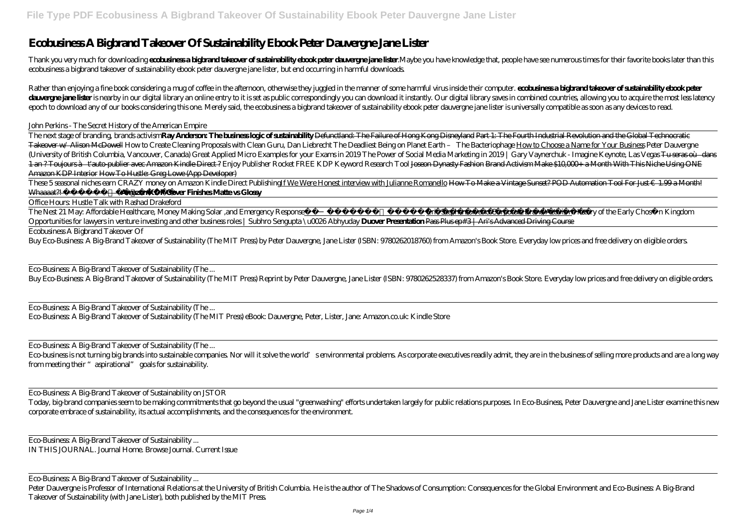# Ecobusiness A Bigbrand Takeover Of Sustainability Ebook Peter Dauvergne Jane Lister

Thank you very much for downloading **ecobusiness a bigbrand takeover of sustainability ebook peter dauvergne jane lister**.Maybe you have knowledge that, people have see numerous times for their favorite books later than this ecobusiness a bigbrand takeover of sustainability ebook peter dauvergne jane lister, but end occurring in harmful downloads.

Rather than enjoying a fine book considering a mug of coffee in the afternoon, otherwise they juggled in the manner of some harmful virus inside their computer. **ecobusiness a bigbrand takeover of sustainability ebook peter dauvergne jane lister** is nearby in our digital library an online entry to it is set as public correspondingly you can download it instantly. Our digital library saves in combined countries, allowing you to acquire the most less latency epoch to download any of our books considering this one. Merely said, the ecobusiness a bigbrand takeover of sustainability ebook peter dauvergne jane lister is universally compatible as soon as any devices to read.

*John Perkins - The Secret History of the American Empire*

The next stage of branding, brands activism **Ray Anderson: The business logic of sustainability** Defunctland: The Failure of Hong Kong Disneyland Part 1: The Fourth Industrial Revolution and the Global Technocratic Takeover w/ Alison McDowell *How to Create Cleaning Proposals with Clean Guru, Dan Liebrecht The Deadliest Being on Planet Earth – The Bacteriophage* How to Choose a Name for Your Business *Peter Dauvergne (University of British Columbia, Vancouver, Canada) Great Applied Micro Examples for your Exams in 2019 The Power of Social Media Marketing in 2019 | Gary Vaynerchuk - Imagine Keynote, Las Vegas* Tu seras où dans 1 an ? Toujours à t'auto-publier avec Amazon Kindle Direct ? *Enjoy Publisher Rocket FREE KDP Keyword Research Tool* Joseon Dynasty Fashion Brand Activism Make $10,000+ a Month With This Niche Using ONE Amazon KDP Interior How To Hustle: Greg Lowe (App Developer)

These 5 seasonal niches earn CRAZY money on Amazon Kindle Direct Publishing If We Were Honest interview with Julianne Romanello How To Make a Vintage Sunset? POD Automation Tool For Just € 1.99 a Month! Whaaaat?! **Amazon KDP Cover Finishes Matte vs Glossy**

Office Hours: Hustle Talk with Rashad Drakeford

The Nest 21 May: Affordable Healthcare, Money Making Solar ,and Emergency Response Eric Stephenson and Corporate Brand Activism *History of the Early Chosŏn Kingdom Opportunities for lawyers in venture investing and other business roles | Subhro Sengupta \u0026 Abhyuday* **Duover Presentation** Pass Plus ep#3 | Ari's Advanced Driving Course

Ecobusiness A Bigbrand Takeover Of

Buy Eco-Business: A Big-Brand Takeover of Sustainability (The MIT Press) by Peter Dauvergne, Jane Lister (ISBN: 9780262018760) from Amazon's Book Store. Everyday low prices and free delivery on eligible orders.

Eco-Business: A Big-Brand Takeover of Sustainability (The ...

Buy Eco-Business: A Big-Brand Takeover of Sustainability (The MIT Press) Reprint by Peter Dauvergne, Jane Lister (ISBN: 9780262528337) from Amazon's Book Store. Everyday low prices and free delivery on eligible orders.

Eco-Business: A Big-Brand Takeover of Sustainability (The ...

Eco-Business: A Big-Brand Takeover of Sustainability (The MIT Press) eBook: Dauvergne, Peter, Lister, Jane: Amazon.co.uk: Kindle Store

Eco-Business: A Big-Brand Takeover of Sustainability (The ...

Eco-business is not turning big brands into sustainable companies. Nor will it solve the world's environmental problems. As corporate executives readily admit, they are in the business of selling more products and are a long way from meeting their "aspirational" goals for sustainability.

Eco-Business: A Big-Brand Takeover of Sustainability on JSTOR

Today, big-brand companies seem to be making commitments that go beyond the usual "greenwashing" efforts undertaken largely for public relations purposes. In Eco-Business, Peter Dauvergne and Jane Lister examine this new corporate embrace of sustainability, its actual accomplishments, and the consequences for the environment.

Eco-Business: A Big-Brand Takeover of Sustainability ...

IN THIS JOURNAL. Journal Home. Browse Journal. Current Issue

Eco-Business: A Big-Brand Takeover of Sustainability ...

Peter Dauvergne is Professor of International Relations at the University of British Columbia. He is the author of The Shadows of Consumption: Consequences for the Global Environment and Eco-Business: A Big-Brand Takeover of Sustainability (with Jane Lister), both published by the MIT Press.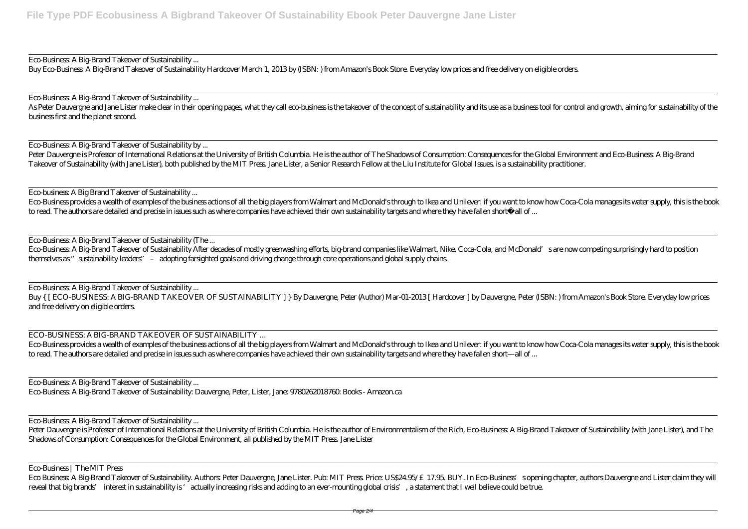Eco-Business: A Big-Brand Takeover of Sustainability ...

Buy Eco-Business: A Big-Brand Takeover of Sustainability Hardcover March 1, 2013 by (ISBN: ) from Amazon's Book Store. Everyday low prices and free delivery on eligible orders.

Eco-Business: A Big-Brand Takeover of Sustainability ...

As Peter Dauvergne and Jane Lister make clear in their opening pages, what they call eco-business is the takeover of the concept of sustainability and its use as a business tool for control and growth, aiming for sustainability of the business first and the planet second.

Eco-Business: A Big-Brand Takeover of Sustainability by ...

Peter Dauvergne is Professor of International Relations at the University of British Columbia. He is the author of The Shadows of Consumption: Consequences for the Global Environment and Eco-Business: A Big-Brand Takeover of Sustainability (with Jane Lister), both published by the MIT Press. Jane Lister, a Senior Research Fellow at the Liu Institute for Global Issues, is a sustainability practitioner.

Eco-business: A Big Brand Takeover of Sustainability ...

Eco-Business provides a wealth of examples of the business actions of all the big players from Walmart and McDonald's through to Ikea and Unilever: if you want to know how Coca-Cola manages its water supply, this is the book to read. The authors are detailed and precise in issues such as where companies have achieved their own sustainability targets and where they have fallen short�all of ...

Eco-Business: A Big-Brand Takeover of Sustainability (The ...

Eco-Business: A Big-Brand Takeover of Sustainability After decades of mostly greenwashing efforts, big-brand companies like Walmart, Nike, Coca-Cola, and McDonald's are now competing surprisingly hard to position themselves as "sustainability leaders" – adopting farsighted goals and driving change through core operations and global supply chains.

Eco-Business: A Big-Brand Takeover of Sustainability ...

Buy { [ ECO-BUSINESS: A BIG-BRAND TAKEOVER OF SUSTAINABILITY ] } By Dauvergne, Peter (Author) Mar-01-2013 [ Hardcover ] by Dauvergne, Peter (ISBN: ) from Amazon's Book Store. Everyday low prices and free delivery on eligible orders.

ECO-BUSINESS: A BIG-BRAND TAKEOVER OF SUSTAINABILITY ...

Eco-Business provides a wealth of examples of the business actions of all the big players from Walmart and McDonald's through to Ikea and Unilever: if you want to know how Coca-Cola manages its water supply, this is the book to read. The authors are detailed and precise in issues such as where companies have achieved their own sustainability targets and where they have fallen short—all of ...

Eco-Business: A Big-Brand Takeover of Sustainability ...

Eco-Business: A Big-Brand Takeover of Sustainability: Dauvergne, Peter, Lister, Jane: 9780262018760: Books - Amazon.ca

Eco-Business: A Big-Brand Takeover of Sustainability ...

Peter Dauvergne is Professor of International Relations at the University of British Columbia. He is the author of Environmentalism of the Rich, Eco-Business: A Big-Brand Takeover of Sustainability (with Jane Lister), and The Shadows of Consumption: Consequences for the Global Environment, all published by the MIT Press. Jane Lister

Eco-Business | The MIT Press

Eco Business: A Big-Brand Takeover of Sustainability. Authors: Peter Dauvergne, Jane Lister. Pub: MIT Press. Price: US$24.95/£17.95. BUY. In Eco-Business' s opening chapter, authors Dauvergne and Lister claim they will reveal that big brands' interest in sustainability is 'actually increasing risks and adding to an ever-mounting global crisis', a statement that I well believe could be true.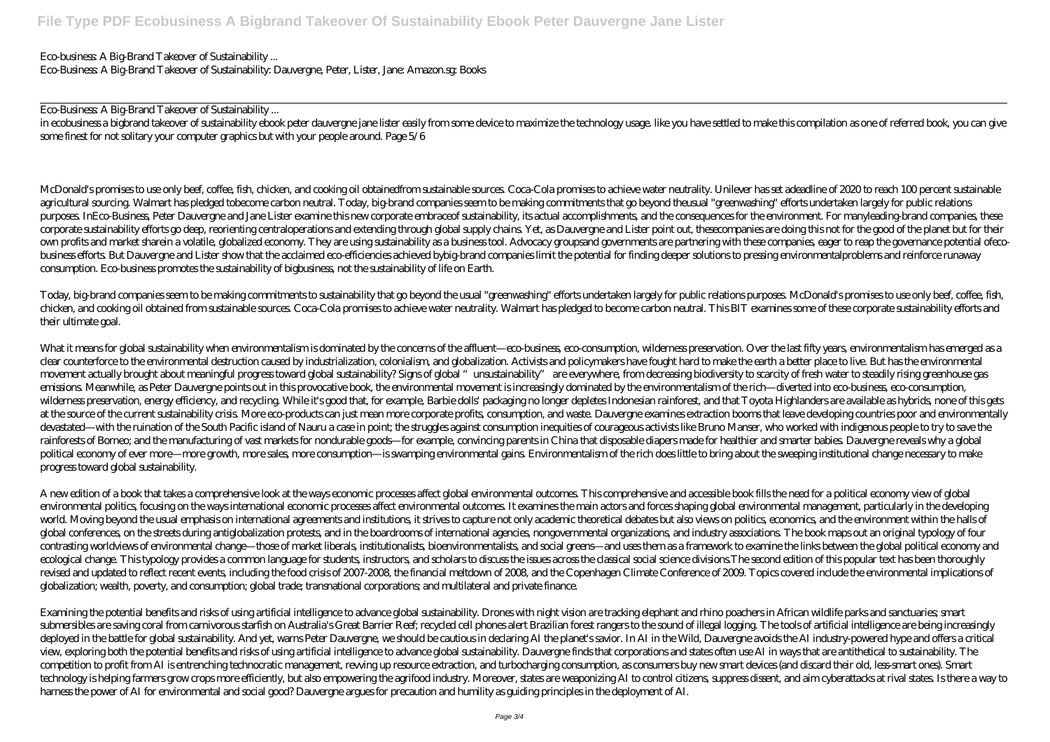Eco-business: A Big-Brand Takeover of Sustainability ...
Eco-Business: A Big-Brand Takeover of Sustainability: Dauvergne, Peter, Lister, Jane: Amazon.sg: Books

Eco-Business: A Big-Brand Takeover of Sustainability ...
in ecobusiness a bigbrand takeover of sustainability ebook peter dauvergne jane lister easily from some device to maximize the technology usage. like you have settled to make this compilation as one of referred book, you can give some finest for not solitary your computer graphics but with your people around. Page 5/6

McDonald's promises to use only beef, coffee, fish, chicken, and cooking oil obtainedfrom sustainable sources. Coca-Cola promises to achieve water neutrality. Unilever has set adeadline of 2020 to reach 100 percent sustainable agricultural sourcing. Walmart has pledged tobecome carbon neutral. Today, big-brand companies seem to be making commitments that go beyond theusual "greenwashing" efforts undertaken largely for public relations purposes. InEco-Business, Peter Dauvergne and Jane Lister examine this new corporate embraceof sustainability, its actual accomplishments, and the consequences for the environment. For manyleading-brand companies, these corporate sustainability efforts go deep, reorienting centraloperations and extending through global supply chains. Yet, as Dauvergne and Lister point out, thesecompanies are doing this not for the good of the planet but for their own profits and market sharein a volatile, globalized economy. They are using sustainability as a business tool. Advocacy groupsand governments are partnering with these companies, eager to reap the governance potential ofeco-business efforts. But Dauvergne and Lister show that the acclaimed eco-efficiencies achieved bybig-brand companies limit the potential for finding deeper solutions to pressing environmentalproblems and reinforce runaway consumption. Eco-business promotes the sustainability of bigbusiness, not the sustainability of life on Earth.

Today, big-brand companies seem to be making commitments to sustainability that go beyond the usual "greenwashing" efforts undertaken largely for public relations purposes. McDonald's promises to use only beef, coffee, fish, chicken, and cooking oil obtained from sustainable sources. Coca-Cola promises to achieve water neutrality. Walmart has pledged to become carbon neutral. This BIT examines some of these corporate sustainability efforts and their ultimate goal.

What it means for global sustainability when environmentalism is dominated by the concerns of the affluent—eco-business, eco-consumption, wilderness preservation. Over the last fifty years, environmentalism has emerged as a clear counterforce to the environmental destruction caused by industrialization, colonialism, and globalization. Activists and policymakers have fought hard to make the earth a better place to live. But has the environmental movement actually brought about meaningful progress toward global sustainability? Signs of global "unsustainability" are everywhere, from decreasing biodiversity to scarcity of fresh water to steadily rising greenhouse gas emissions. Meanwhile, as Peter Dauvergne points out in this provocative book, the environmental movement is increasingly dominated by the environmentalism of the rich—diverted into eco-business, eco-consumption, wilderness preservation, energy efficiency, and recycling. While it's good that, for example, Barbie dolls' packaging no longer depletes Indonesian rainforest, and that Toyota Highlanders are available as hybrids, none of this gets at the source of the current sustainability crisis. More eco-products can just mean more corporate profits, consumption, and waste. Dauvergne examines extraction booms that leave developing countries poor and environmentally devastated—with the ruination of the South Pacific island of Nauru a case in point; the struggles against consumption inequities of courageous activists like Bruno Manser, who worked with indigenous people to try to save the rainforests of Borneo; and the manufacturing of vast markets for nondurable goods—for example, convincing parents in China that disposable diapers made for healthier and smarter babies. Dauvergne reveals why a global political economy of ever more—more growth, more sales, more consumption—is swamping environmental gains. Environmentalism of the rich does little to bring about the sweeping institutional change necessary to make progress toward global sustainability.

A new edition of a book that takes a comprehensive look at the ways economic processes affect global environmental outcomes. This comprehensive and accessible book fills the need for a political economy view of global environmental politics, focusing on the ways international economic processes affect environmental outcomes. It examines the main actors and forces shaping global environmental management, particularly in the developing world. Moving beyond the usual emphasis on international agreements and institutions, it strives to capture not only academic theoretical debates but also views on politics, economics, and the environment within the halls of global conferences, on the streets during antiglobalization protests, and in the boardrooms of international agencies, nongovernmental organizations, and industry associations. The book maps out an original typology of four contrasting worldviews of environmental change—those of market liberals, institutionalists, bioenvironmentalists, and social greens—and uses them as a framework to examine the links between the global political economy and ecological change. This typology provides a common language for students, instructors, and scholars to discuss the issues across the classical social science divisions.The second edition of this popular text has been thoroughly revised and updated to reflect recent events, including the food crisis of 2007-2008, the financial meltdown of 2008, and the Copenhagen Climate Conference of 2009. Topics covered include the environmental implications of globalization; wealth, poverty, and consumption; global trade; transnational corporations; and multilateral and private finance.

Examining the potential benefits and risks of using artificial intelligence to advance global sustainability. Drones with night vision are tracking elephant and rhino poachers in African wildlife parks and sanctuaries; smart submersibles are saving coral from carnivorous starfish on Australia's Great Barrier Reef; recycled cell phones alert Brazilian forest rangers to the sound of illegal logging. The tools of artificial intelligence are being increasingly deployed in the battle for global sustainability. And yet, warns Peter Dauvergne, we should be cautious in declaring AI the planet's savior. In AI in the Wild, Dauvergne avoids the AI industry-powered hype and offers a critical view, exploring both the potential benefits and risks of using artificial intelligence to advance global sustainability. Dauvergne finds that corporations and states often use AI in ways that are antithetical to sustainability. The competition to profit from AI is entrenching technocratic management, revving up resource extraction, and turbocharging consumption, as consumers buy new smart devices (and discard their old, less-smart ones). Smart technology is helping farmers grow crops more efficiently, but also empowering the agrifood industry. Moreover, states are weaponizing AI to control citizens, suppress dissent, and aim cyberattacks at rival states. Is there a way to harness the power of AI for environmental and social good? Dauvergne argues for precaution and humility as guiding principles in the deployment of AI.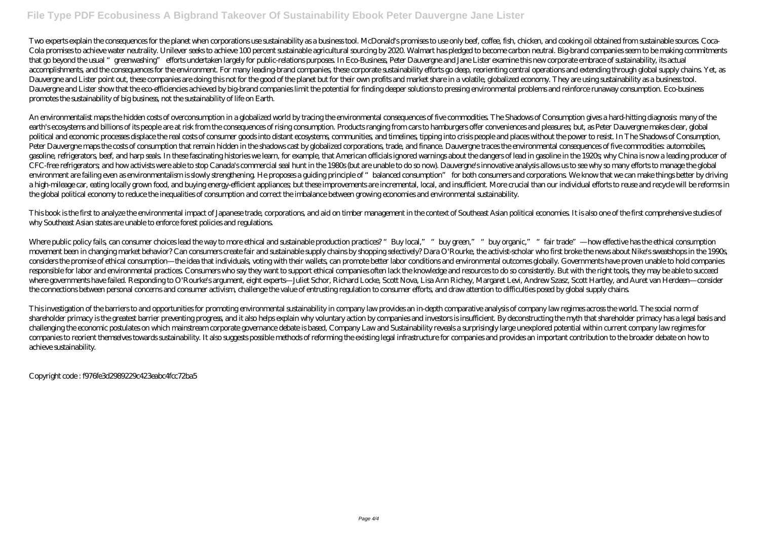Two experts explain the consequences for the planet when corporations use sustainability as a business tool. McDonald's promises to use only beef, coffee, fish, chicken, and cooking oil obtained from sustainable sources. Coca-Cola promises to achieve water neutrality. Unilever seeks to achieve 100 percent sustainable agricultural sourcing by 2020. Walmart has pledged to become carbon neutral. Big-brand companies seem to be making commitments that go beyond the usual "greenwashing" efforts undertaken largely for public-relations purposes. In Eco-Business, Peter Dauvergne and Jane Lister examine this new corporate embrace of sustainability, its actual accomplishments, and the consequences for the environment. For many leading-brand companies, these corporate sustainability efforts go deep, reorienting central operations and extending through global supply chains. Yet, as Dauvergne and Lister point out, these companies are doing this not for the good of the planet but for their own profits and market share in a volatile, globalized economy. They are using sustainability as a business tool. Dauvergne and Lister show that the eco-efficiencies achieved by big-brand companies limit the potential for finding deeper solutions to pressing environmental problems and reinforce runaway consumption. Eco-business promotes the sustainability of big business, not the sustainability of life on Earth.

An environmentalist maps the hidden costs of overconsumption in a globalized world by tracing the environmental consequences of five commodities. The Shadows of Consumption gives a hard-hitting diagnosis: many of the earth's ecosystems and billions of its people are at risk from the consequences of rising consumption. Products ranging from cars to hamburgers offer conveniences and pleasures; but, as Peter Dauvergne makes clear, global political and economic processes displace the real costs of consumer goods into distant ecosystems, communities, and timelines, tipping into crisis people and places without the power to resist. In The Shadows of Consumption, Peter Dauvergne maps the costs of consumption that remain hidden in the shadows cast by globalized corporations, trade, and finance. Dauvergne traces the environmental consequences of five commodities: automobiles, gasoline, refrigerators, beef, and harp seals. In these fascinating histories we learn, for example, that American officials ignored warnings about the dangers of lead in gasoline in the 1920s; why China is now a leading producer of CFC-free refrigerators; and how activists were able to stop Canada's commercial seal hunt in the 1980s (but are unable to do so now). Dauvergne's innovative analysis allows us to see why so many efforts to manage the global environment are failing even as environmentalism is slowly strengthening. He proposes a guiding principle of "balanced consumption" for both consumers and corporations. We know that we can make things better by driving a high-mileage car, eating locally grown food, and buying energy-efficient appliances; but these improvements are incremental, local, and insufficient. More crucial than our individual efforts to reuse and recycle will be reforms in the global political economy to reduce the inequalities of consumption and correct the imbalance between growing economies and environmental sustainability.

This book is the first to analyze the environmental impact of Japanese trade, corporations, and aid on timber management in the context of Southeast Asian political economies. It is also one of the first comprehensive studies of why Southeast Asian states are unable to enforce forest policies and regulations.

Where public policy fails, can consumer choices lead the way to more ethical and sustainable production practices? "Buy local," "buy green," "buy organic," "fair trade"—how effective has the ethical consumption movement been in changing market behavior? Can consumers create fair and sustainable supply chains by shopping selectively? Dara O'Rourke, the activist-scholar who first broke the news about Nike's sweatshops in the 1990s, considers the promise of ethical consumption—the idea that individuals, voting with their wallets, can promote better labor conditions and environmental outcomes globally. Governments have proven unable to hold companies responsible for labor and environmental practices. Consumers who say they want to support ethical companies often lack the knowledge and resources to do so consistently. But with the right tools, they may be able to succeed where governments have failed. Responding to O'Rourke's argument, eight experts—Juliet Schor, Richard Locke, Scott Nova, Lisa Ann Richey, Margaret Levi, Andrew Szasz, Scott Hartley, and Auret van Herdeen—consider the connections between personal concerns and consumer activism, challenge the value of entrusting regulation to consumer efforts, and draw attention to difficulties posed by global supply chains.

This investigation of the barriers to and opportunities for promoting environmental sustainability in company law provides an in-depth comparative analysis of company law regimes across the world. The social norm of shareholder primacy is the greatest barrier preventing progress, and it also helps explain why voluntary action by companies and investors is insufficient. By deconstructing the myth that shareholder primacy has a legal basis and challenging the economic postulates on which mainstream corporate governance debate is based, Company Law and Sustainability reveals a surprisingly large unexplored potential within current company law regimes for companies to reorient themselves towards sustainability. It also suggests possible methods of reforming the existing legal infrastructure for companies and provides an important contribution to the broader debate on how to achieve sustainability.

Copyright code : f976fe3d2989229c423eabc4fcc72ba5